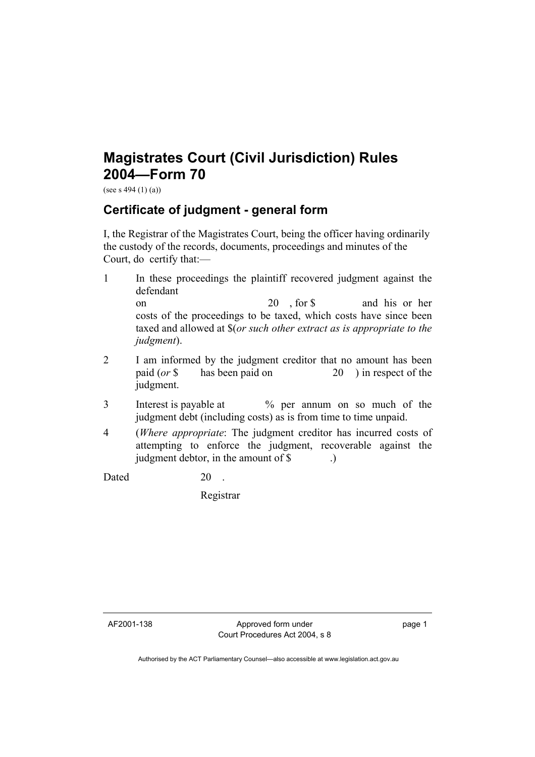# Magistrates Court (Civil Jurisdiction) Rules 2004—Form 70

(see s 494 (1) (a))

## Certificate of judgment - general form

I, the Registrar of the Magistrates Court, being the officer having ordinarily the custody of the records, documents, proceedings and minutes of the Court, do certify that:—

1 In these proceedings the plaintiff recovered judgment against the defendant on 20 , for $ and his or her costs of the proceedings to be taxed, which costs have since been taxed and allowed at $(*or such other extract as is appropriate to the judgment*).

2 I am informed by the judgment creditor that no amount has been paid (*or* $ has been paid on 20 ) in respect of the judgment.

3 Interest is payable at % per annum on so much of the judgment debt (including costs) as is from time to time unpaid.

4 (*Where appropriate*: The judgment creditor has incurred costs of attempting to enforce the judgment, recoverable against the judgment debtor, in the amount of $ .)

Dated 20 .

Registrar

AF2001-138 Approved form under Court Procedures Act 2004, s 8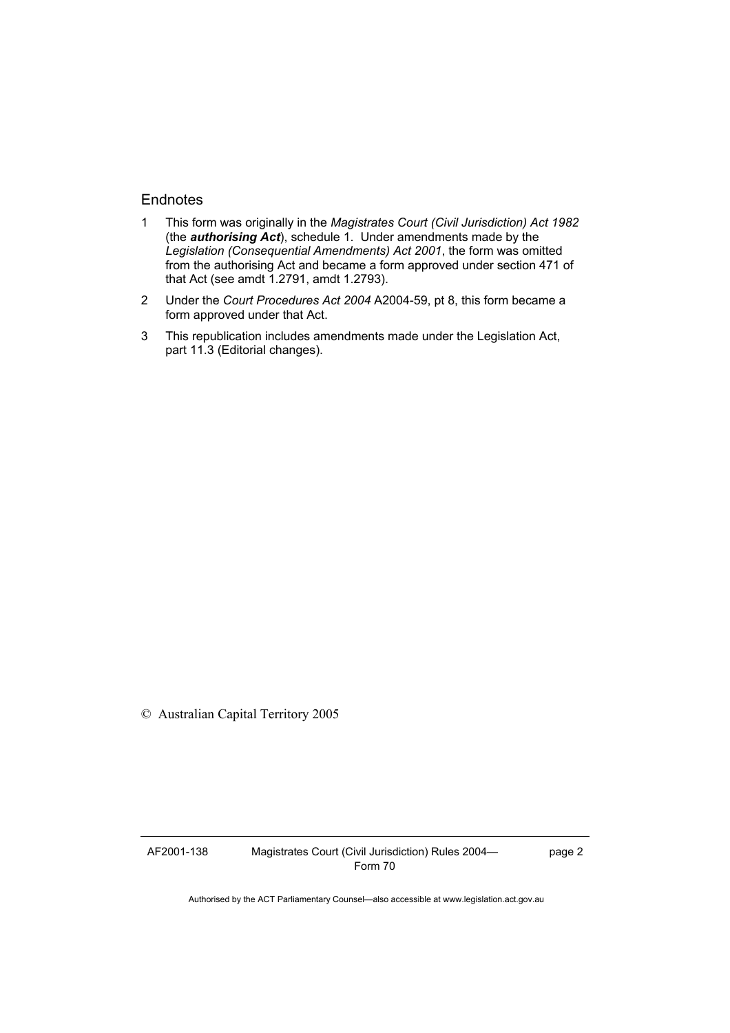## Endnotes

1 This form was originally in the *Magistrates Court (Civil Jurisdiction) Act 1982* (the ***authorising Act***), schedule 1. Under amendments made by the *Legislation (Consequential Amendments) Act 2001*, the form was omitted from the authorising Act and became a form approved under section 471 of that Act (see amdt 1.2791, amdt 1.2793).

2 Under the *Court Procedures Act 2004* A2004-59, pt 8, this form became a form approved under that Act.

3 This republication includes amendments made under the Legislation Act, part 11.3 (Editorial changes).

© Australian Capital Territory 2005